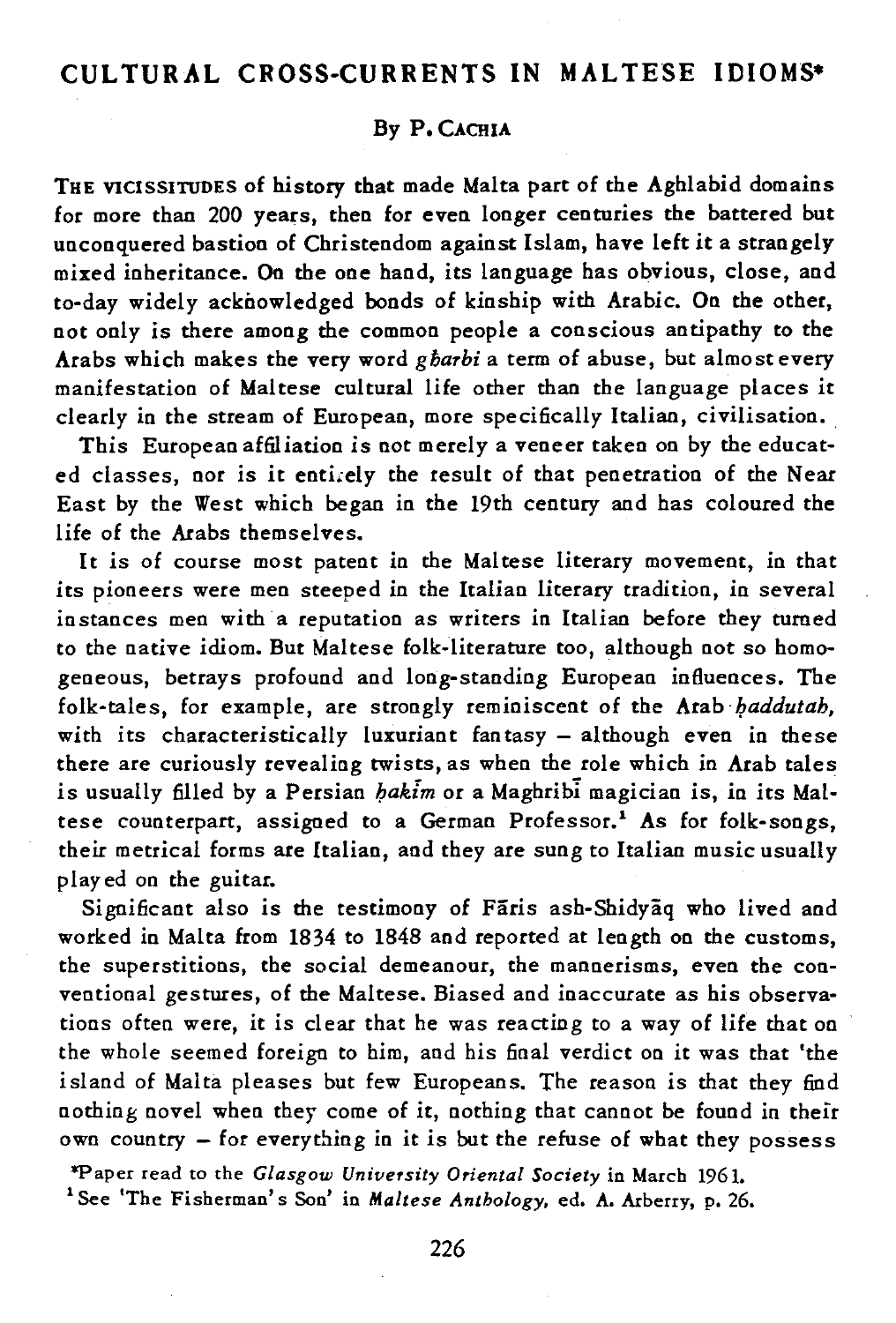# CULTURAL CROSS-CURRENTS IN MALTESE IDIOMS*

By P. CACHIA

THE VICISSITUDES of history that made Malta part of the Aghlabid domains for more than 200 years, then for even longer centuries the battered but unconquered bastion of Christendom against Islam, have left it a strangely mixed inheritance. On the one hand, its language has obvious, close, and to-day widely acknowledged bonds of kinship with Arabic. On the other, not only is there among the common people a conscious antipathy to the Arabs which makes the very word *għarbi* a term of abuse, but almost every manifestation of Maltese cultural life other than the language places it clearly in the stream of European, more specifically Italian, civilisation.

This European affiliation is not merely a veneer taken on by the educated classes, nor is it entirely the result of that penetration of the Near East by the West which began in the 19th century and has coloured the life of the Arabs themselves.

It is of course most patent in the Maltese literary movement, in that its pioneers were men steeped in the Italian literary tradition, in several instances men with a reputation as writers in Italian before they turned to the native idiom. But Maltese folk-literature too, although not so homogeneous, betrays profound and long-standing European influences. The folk-tales, for example, are strongly reminiscent of the Arab *ḥaddutah*, with its characteristically luxuriant fantasy – although even in these there are curiously revealing twists, as when the role which in Arab tales is usually filled by a Persian *ḥakīm* or a Maghribī magician is, in its Maltese counterpart, assigned to a German Professor.[1] As for folk-songs, their metrical forms are Italian, and they are sung to Italian music usually played on the guitar.

Significant also is the testimony of Fāris ash-Shidyāq who lived and worked in Malta from 1834 to 1848 and reported at length on the customs, the superstitions, the social demeanour, the mannerisms, even the conventional gestures, of the Maltese. Biased and inaccurate as his observations often were, it is clear that he was reacting to a way of life that on the whole seemed foreign to him, and his final verdict on it was that 'the island of Malta pleases but few Europeans. The reason is that they find nothing novel when they come of it, nothing that cannot be found in their own country – for everything in it is but the refuse of what they possess

*Paper read to the *Glasgow University Oriental Society* in March 1961.

[1] See 'The Fisherman's Son' in *Maltese Anthology*, ed. A. Arberry, p. 26.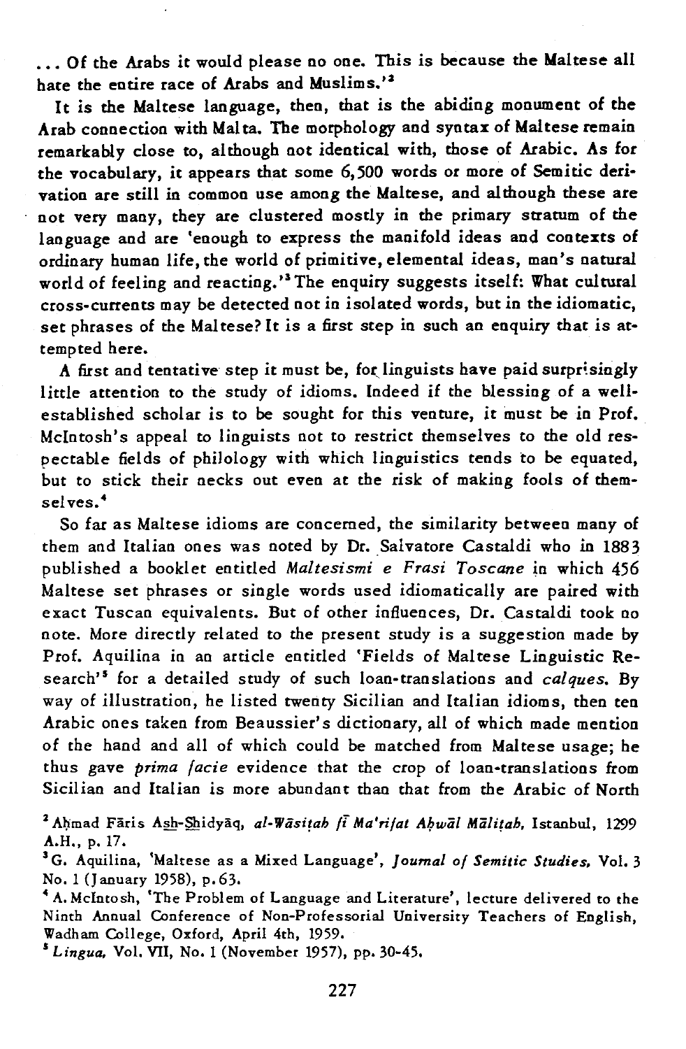... Of the Arabs it would please no one. This is because the Maltese all hate the entire race of Arabs and Muslims.'[2]

It is the Maltese language, then, that is the abiding monument of the Arab connection with Malta. The morphology and syntax of Maltese remain remarkably close to, although not identical with, those of Arabic. As for the vocabulary, it appears that some 6,500 words or more of Semitic derivation are still in common use among the Maltese, and although these are not very many, they are clustered mostly in the primary stratum of the language and are 'enough to express the manifold ideas and contexts of ordinary human life, the world of primitive, elemental ideas, man's natural world of feeling and reacting.'[3] The enquiry suggests itself: What cultural cross-currents may be detected not in isolated words, but in the idiomatic, set phrases of the Maltese? It is a first step in such an enquiry that is attempted here.

A first and tentative step it must be, for linguists have paid surprisingly little attention to the study of idioms. Indeed if the blessing of a well-established scholar is to be sought for this venture, it must be in Prof. McIntosh's appeal to linguists not to restrict themselves to the old respectable fields of philology with which linguistics tends to be equated, but to stick their necks out even at the risk of making fools of themselves.[4]

So far as Maltese idioms are concerned, the similarity between many of them and Italian ones was noted by Dr. Salvatore Castaldi who in 1883 published a booklet entitled *Maltesismi e Frasi Toscane* in which 456 Maltese set phrases or single words used idiomatically are paired with exact Tuscan equivalents. But of other influences, Dr. Castaldi took no note. More directly related to the present study is a suggestion made by Prof. Aquilina in an article entitled 'Fields of Maltese Linguistic Research'[5] for a detailed study of such loan-translations and *calques*. By way of illustration, he listed twenty Sicilian and Italian idioms, then ten Arabic ones taken from Beaussier's dictionary, all of which made mention of the hand and all of which could be matched from Maltese usage; he thus gave *prima facie* evidence that the crop of loan-translations from Sicilian and Italian is more abundant than that from the Arabic of North

[2] Aḥmad Fāris Ash-Shidyāq, *al-Wāsiṭah fī Ma'rifat Aḥwāl Māliṭah*, Istanbul, 1299 A.H., p. 17.

[3] G. Aquilina, 'Maltese as a Mixed Language', *Journal of Semitic Studies*, Vol. 3 No. 1 (January 1958), p. 63.

[4] A. McIntosh, 'The Problem of Language and Literature', lecture delivered to the Ninth Annual Conference of Non-Professorial University Teachers of English, Wadham College, Oxford, April 4th, 1959.

[5] *Lingua*, Vol. VII, No. 1 (November 1957), pp. 30-45.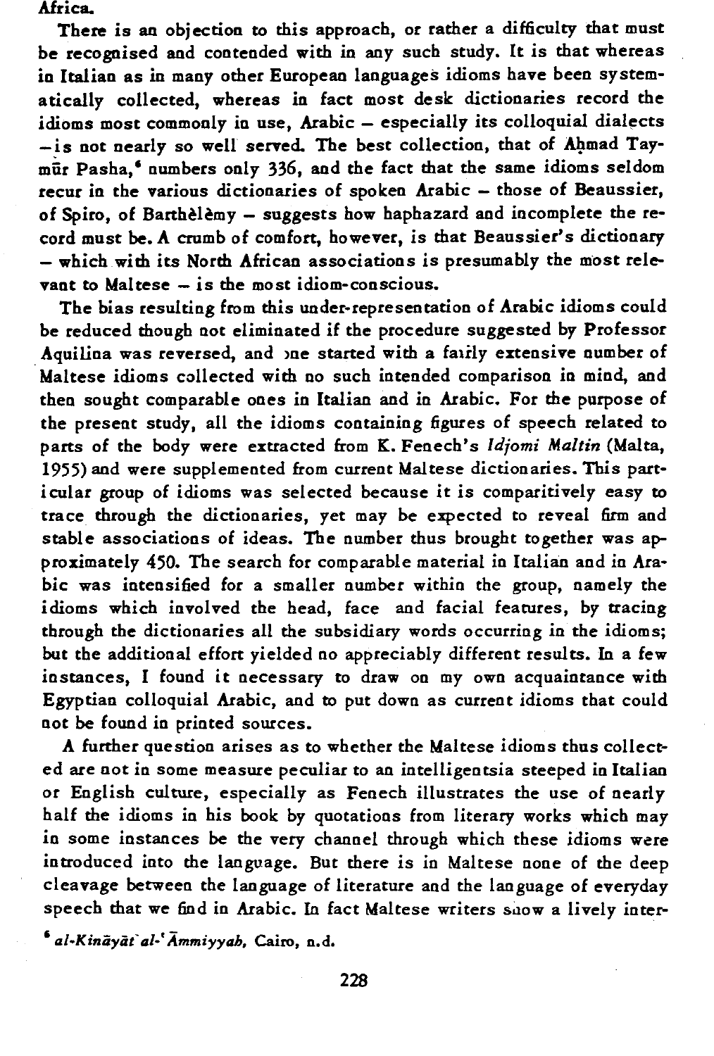Africa.

There is an objection to this approach, or rather a difficulty that must be recognised and contended with in any such study. It is that whereas in Italian as in many other European languages idioms have been systematically collected, whereas in fact most desk dictionaries record the idioms most commonly in use, Arabic – especially its colloquial dialects – is not nearly so well served. The best collection, that of Aḥmad Taymūr Pasha,[6] numbers only 336, and the fact that the same idioms seldom recur in the various dictionaries of spoken Arabic – those of Beaussier, of Spiro, of Barthèlèmy – suggests how haphazard and incomplete the record must be. A crumb of comfort, however, is that Beaussier's dictionary – which with its North African associations is presumably the most relevant to Maltese – is the most idiom-conscious.

The bias resulting from this under-representation of Arabic idioms could be reduced though not eliminated if the procedure suggested by Professor Aquilina was reversed, and one started with a fairly extensive number of Maltese idioms collected with no such intended comparison in mind, and then sought comparable ones in Italian and in Arabic. For the purpose of the present study, all the idioms containing figures of speech related to parts of the body were extracted from K. Fenech's *Idjomi Maltin* (Malta, 1955) and were supplemented from current Maltese dictionaries. This particular group of idioms was selected because it is comparitively easy to trace through the dictionaries, yet may be expected to reveal firm and stable associations of ideas. The number thus brought together was approximately 450. The search for comparable material in Italian and in Arabic was intensified for a smaller number within the group, namely the idioms which involved the head, face and facial features, by tracing through the dictionaries all the subsidiary words occurring in the idioms; but the additional effort yielded no appreciably different results. In a few instances, I found it necessary to draw on my own acquaintance with Egyptian colloquial Arabic, and to put down as current idioms that could not be found in printed sources.

A further question arises as to whether the Maltese idioms thus collected are not in some measure peculiar to an intelligentsia steeped in Italian or English culture, especially as Fenech illustrates the use of nearly half the idioms in his book by quotations from literary works which may in some instances be the very channel through which these idioms were introduced into the language. But there is in Maltese none of the deep cleavage between the language of literature and the language of everyday speech that we find in Arabic. In fact Maltese writers show a lively inter-

[6] *al-Kināyāt al-ʿĀmmiyyah*, Cairo, n.d.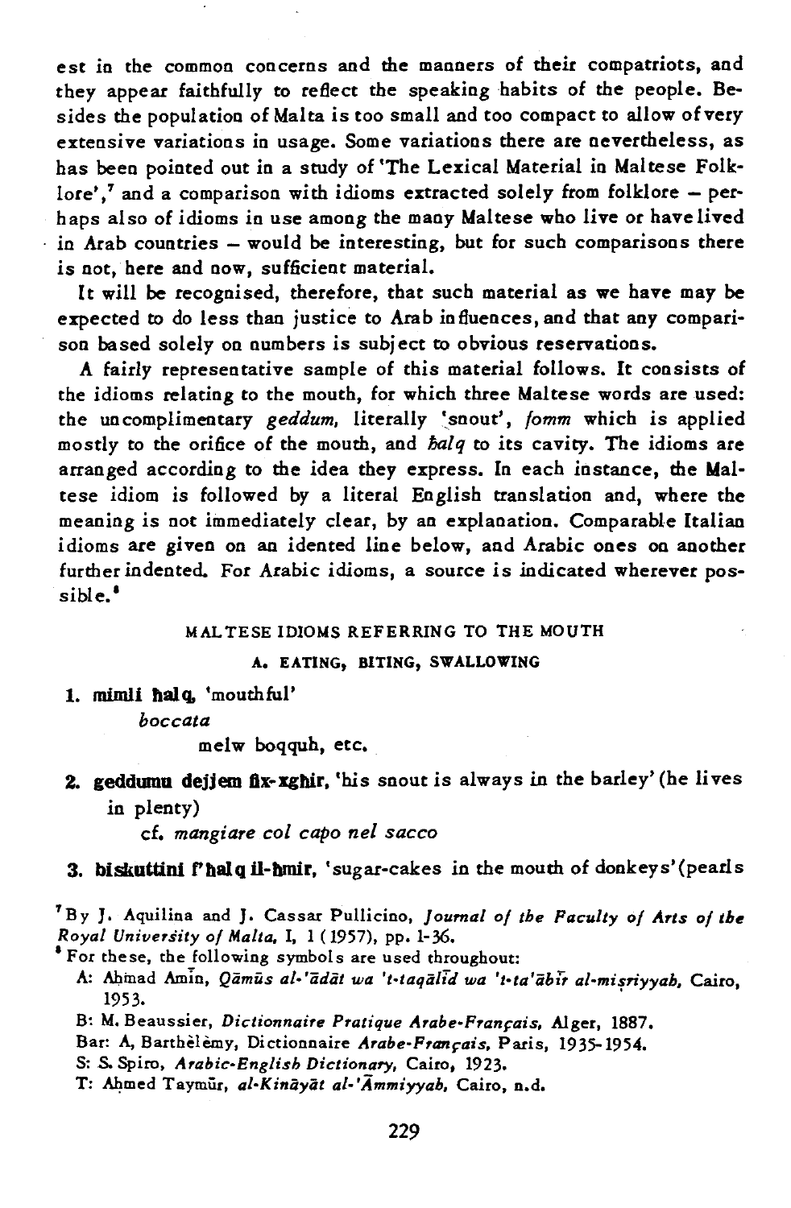est in the common concerns and the manners of their compatriots, and they appear faithfully to reflect the speaking habits of the people. Besides the population of Malta is too small and too compact to allow of very extensive variations in usage. Some variations there are nevertheless, as has been pointed out in a study of 'The Lexical Material in Maltese Folklore',[7] and a comparison with idioms extracted solely from folklore – perhaps also of idioms in use among the many Maltese who live or have lived in Arab countries – would be interesting, but for such comparisons there is not, here and now, sufficient material.

It will be recognised, therefore, that such material as we have may be expected to do less than justice to Arab influences, and that any comparison based solely on numbers is subject to obvious reservations.

A fairly representative sample of this material follows. It consists of the idioms relating to the mouth, for which three Maltese words are used: the uncomplimentary *geddum*, literally 'snout', *fomm* which is applied mostly to the orifice of the mouth, and *ħalq* to its cavity. The idioms are arranged according to the idea they express. In each instance, the Maltese idiom is followed by a literal English translation and, where the meaning is not immediately clear, by an explanation. Comparable Italian idioms are given on an idented line below, and Arabic ones on another further indented. For Arabic idioms, a source is indicated wherever possible.[8]

## MALTESE IDIOMS REFERRING TO THE MOUTH

### A. EATING, BITING, SWALLOWING

1. **mimli ħalq**, 'mouthful'

    *boccata*

        melw boqquh, etc.

2. **geddumu dejjem fix-xgħir**, 'his snout is always in the barley' (he lives in plenty)

    cf. *mangiare col capo nel sacco*

3. **biskuttini f'ħalq il-ħmir**, 'sugar-cakes in the mouth of donkeys' (pearls

---

[7] By J. Aquilina and J. Cassar Pullicino, *Journal of the Faculty of Arts of the Royal University of Malta*, I, 1 (1957), pp. 1-36.

[8] For these, the following symbols are used throughout:

A: Aḥmad Amīn, *Qāmūs al-'ādāt wa 't-taqālīd wa 't-ta'ābīr al-miṣriyyah*, Cairo, 1953.

B: M. Beaussier, *Dictionnaire Pratique Arabe-Français*, Alger, 1887.

Bar: A, Barthélemy, Dictionnaire *Arabe-Français*, Paris, 1935-1954.

S: S. Spiro, *Arabic-English Dictionary*, Cairo, 1923.

T: Aḥmed Taymūr, *al-Kināyāt al-'Āmmiyyah*, Cairo, n.d.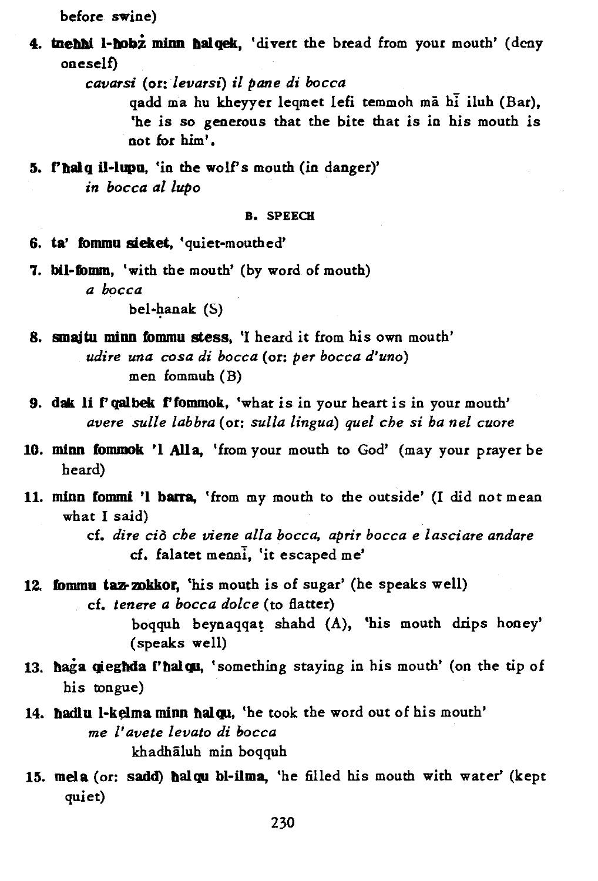before swine)

4. **tneħħi l-ħobż minn ħalqek**, 'divert the bread from your mouth' (deny oneself)

   *cavarsi* (or: *levarsi*) *il pane di bocca*

   qadd ma hu kheyyer leqmet lefi temmoh mā hī iluh (Bar), 'he is so generous that the bite that is in his mouth is not for him'.

5. **f'ħalq il-lupu**, 'in the wolf's mouth (in danger)'

   *in bocca al lupo*

##### B. SPEECH

6. **ta' fommu sieket**, 'quiet-mouthed'

7. **bil-fomm**, 'with the mouth' (by word of mouth)

   *a bocca*

   bel-ḥanak (S)

8. **smajtu minn fommu stess**, 'I heard it from his own mouth'

   *udire una cosa di bocca* (or: *per bocca d'uno*)

   men fommuh (B)

9. **dak li f'qalbek f'fommok**, 'what is in your heart is in your mouth'

   *avere sulle labbra* (or: *sulla lingua*) *quel che si ha nel cuore*

10. **minn fommok 'l Alla**, 'from your mouth to God' (may your prayer be heard)

11. **minn fommi 'l barra**, 'from my mouth to the outside' (I did not mean what I said)

    cf. *dire ciò che viene alla bocca, aprir bocca e lasciare andare*

    cf. falatet mennī, 'it escaped me'

12. **fommu taz-zokkor**, 'his mouth is of sugar' (he speaks well)

    cf. *tenere a bocca dolce* (to flatter)

    boqquh beynaqqaṭ shahd (A), 'his mouth drips honey' (speaks well)

13. **ħaġa qiegħda f'ħalqu**, 'something staying in his mouth' (on the tip of his tongue)

14. **ħadlu l-kelma minn ħalqu**, 'he took the word out of his mouth'

    *me l'avete levato di bocca*

    khadhāluh min boqquh

15. **mela** (or: **sadd**) **ħalqu bl-ilma**, 'he filled his mouth with water' (kept quiet)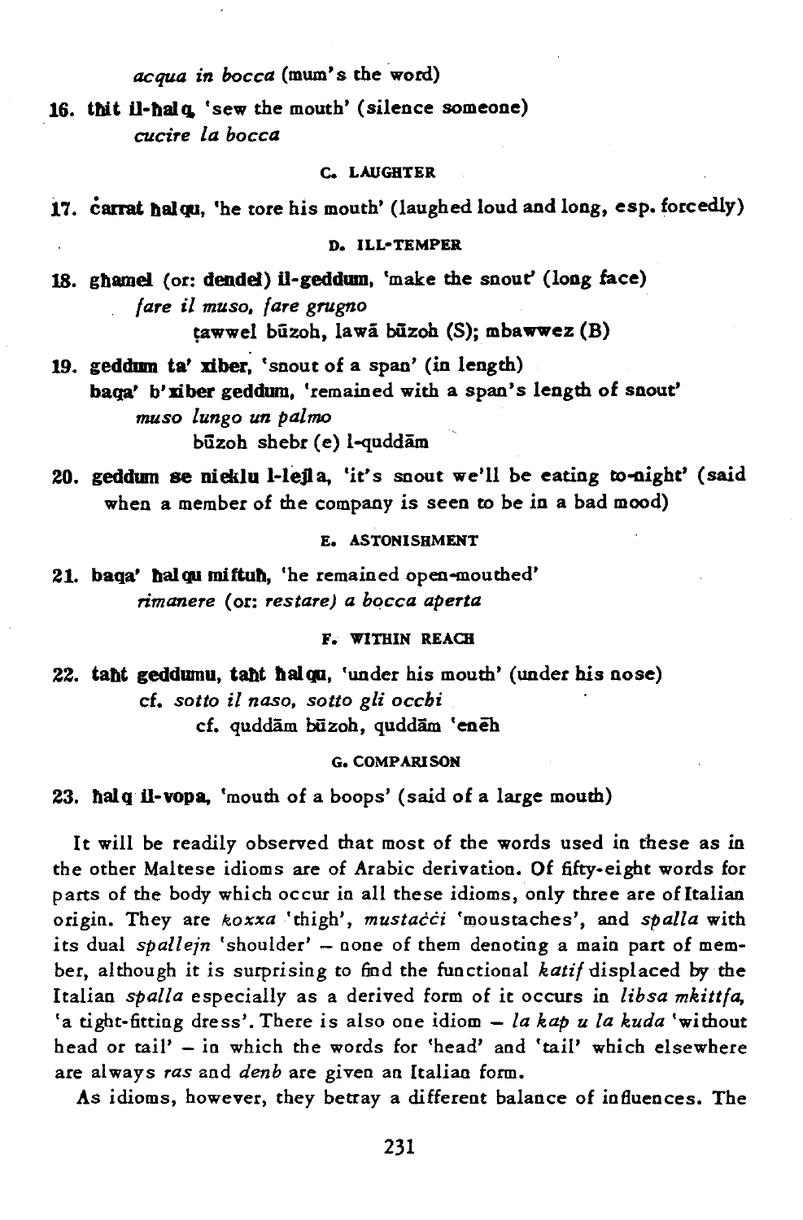*acqua in bocca* (mum's the word)

16. **ħit il-ħalq**, 'sew the mouth' (silence someone)
    *cucire la bocca*

### C. LAUGHTER

17. **ċarrat ħalqu**, 'he tore his mouth' (laughed loud and long, esp. forcedly)

### D. ILL-TEMPER

18. **għamel** (or: **dendel**) **il-geddum**, 'make the snout' (long face)
    *fare il muso, fare grugno*
    ṭawwel būzoh, lawā būzoh (S); mbawwez (B)

19. **geddum ta' xiber**, 'snout of a span' (in length)
    **baqa' b'xiber geddum**, 'remained with a span's length of snout'
    *muso lungo un palmo*
    būzoh shebr (e) l-quddām

20. **geddum se nieklu l-lejla**, 'it's snout we'll be eating to-night' (said when a member of the company is seen to be in a bad mood)

### E. ASTONISHMENT

21. **baqa' ħalqu miftuħ**, 'he remained open-mouthed'
    *rimanere* (or: *restare*) *a bocca aperta*

### F. WITHIN REACH

22. **taħt geddumu, taħt ħalqu**, 'under his mouth' (under his nose)
    cf. *sotto il naso, sotto gli occhi*
    cf. quddām būzoh, quddām 'eneh

### G. COMPARISON

23. **ħalq il-vopa**, 'mouth of a boops' (said of a large mouth)

It will be readily observed that most of the words used in these as in the other Maltese idioms are of Arabic derivation. Of fifty-eight words for parts of the body which occur in all these idioms, only three are of Italian origin. They are *koxxa* 'thigh', *mustaċċi* 'moustaches', and *spalla* with its dual *spallejn* 'shoulder' – none of them denoting a main part of member, although it is surprising to find the functional *katif* displaced by the Italian *spalla* especially as a derived form of it occurs in *libsa mkittfa*, 'a tight-fitting dress'. There is also one idiom – *la kap u la kuda* 'without head or tail' – in which the words for 'head' and 'tail' which elsewhere are always *ras* and *denb* are given an Italian form.

As idioms, however, they betray a different balance of influences. The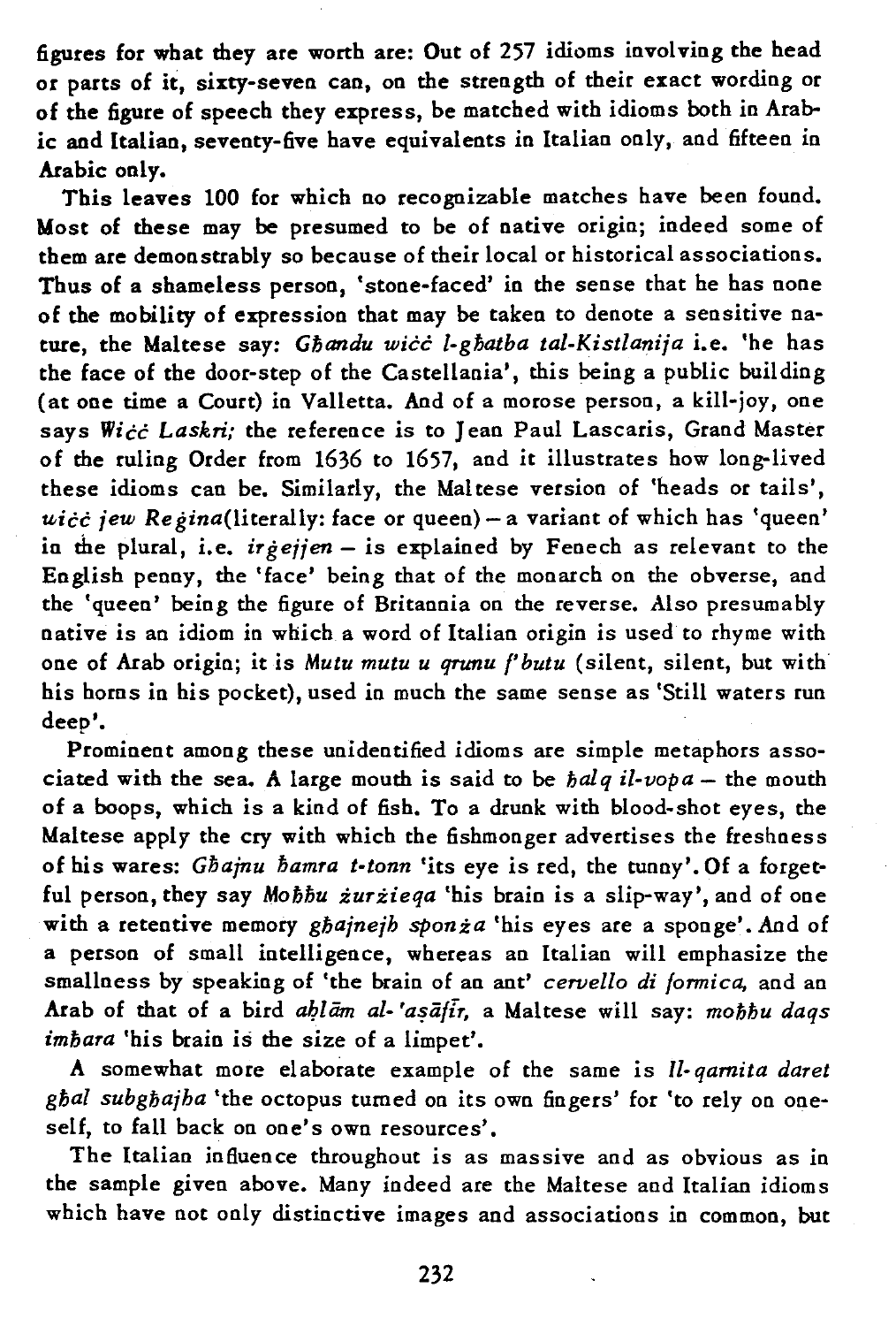figures for what they are worth are: Out of 257 idioms involving the head or parts of it, sixty-seven can, on the strength of their exact wording or of the figure of speech they express, be matched with idioms both in Arabic and Italian, seventy-five have equivalents in Italian only, and fifteen in Arabic only.

This leaves 100 for which no recognizable matches have been found. Most of these may be presumed to be of native origin; indeed some of them are demonstrably so because of their local or historical associations. Thus of a shameless person, 'stone-faced' in the sense that he has none of the mobility of expression that may be taken to denote a sensitive nature, the Maltese say: *Għandu wiċċ l-għatba tal-Kistlanija* i.e. 'he has the face of the door-step of the Castellania', this being a public building (at one time a Court) in Valletta. And of a morose person, a kill-joy, one says *Wiċċ Laskri;* the reference is to Jean Paul Lascaris, Grand Master of the ruling Order from 1636 to 1657, and it illustrates how long-lived these idioms can be. Similarly, the Maltese version of 'heads or tails', *wiċċ jew Reġina*(literally: face or queen) – a variant of which has 'queen' in the plural, i.e. *irġejjen* – is explained by Fenech as relevant to the English penny, the 'face' being that of the monarch on the obverse, and the 'queen' being the figure of Britannia on the reverse. Also presumably native is an idiom in which a word of Italian origin is used to rhyme with one of Arab origin; it is *Mutu mutu u qrunu f'butu* (silent, silent, but with his horns in his pocket), used in much the same sense as 'Still waters run deep'.

Prominent among these unidentified idioms are simple metaphors associated with the sea. A large mouth is said to be *ħalq il-vopa* – the mouth of a boops, which is a kind of fish. To a drunk with blood-shot eyes, the Maltese apply the cry with which the fishmonger advertises the freshness of his wares: *Għajnu ħamra t-tonn* 'its eye is red, the tunny'. Of a forgetful person, they say *Moħħu żurżieqa* 'his brain is a slip-way', and of one with a retentive memory *għajnejh sponża* 'his eyes are a sponge'. And of a person of small intelligence, whereas an Italian will emphasize the smallness by speaking of 'the brain of an ant' *cervello di formica,* and an Arab of that of a bird *aḥlām al-'aṣāfīr,* a Maltese will say: *moħħu daqs imħara* 'his brain is the size of a limpet'.

A somewhat more elaborate example of the same is *Il-qarnita daret għal subgħajha* 'the octopus turned on its own fingers' for 'to rely on oneself, to fall back on one's own resources'.

The Italian influence throughout is as massive and as obvious as in the sample given above. Many indeed are the Maltese and Italian idioms which have not only distinctive images and associations in common, but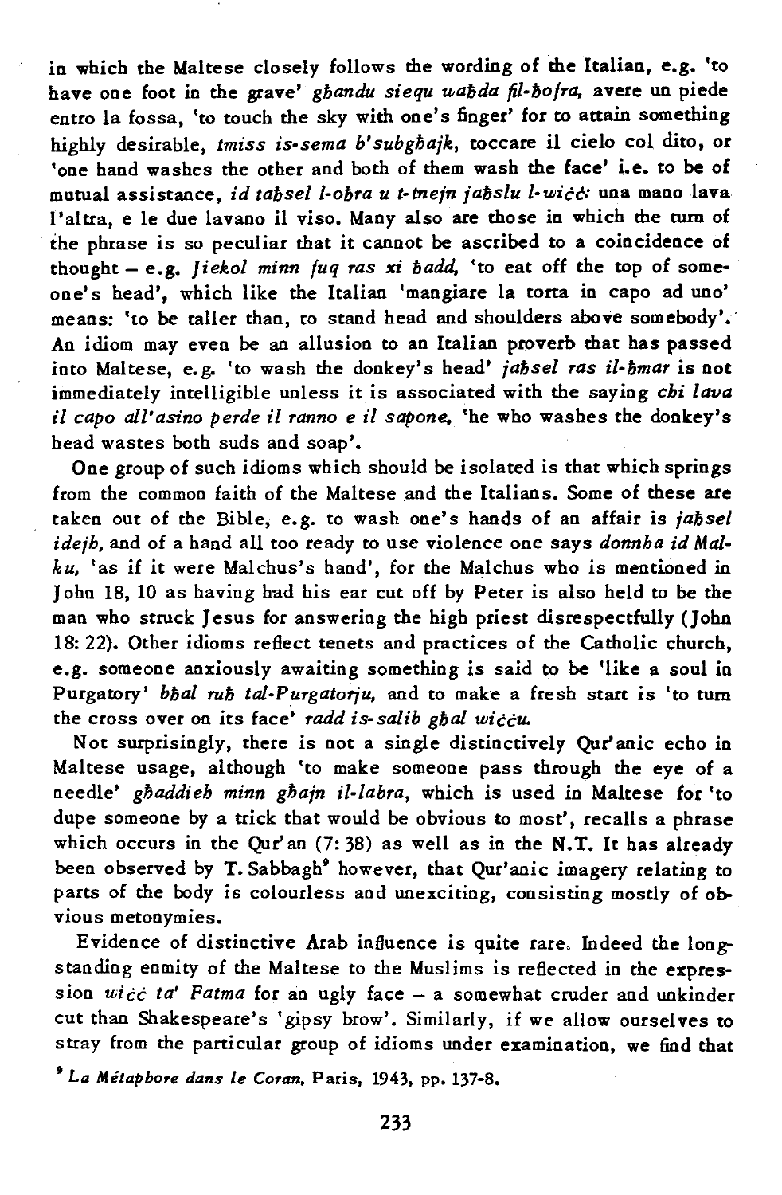in which the Maltese closely follows the wording of the Italian, e.g. 'to have one foot in the grave' *għandu siequ waħda fil-ħofra*, avere un piede entro la fossa, 'to touch the sky with one's finger' for to attain something highly desirable, *tmiss is-sema b'subgħajk*, toccare il cielo col dito, or 'one hand washes the other and both of them wash the face' i.e. to be of mutual assistance, *id taħsel l-oħra u t-tnejn jaħslu l-wiċċ:* una mano lava l'altra, e le due lavano il viso. Many also are those in which the turn of the phrase is so peculiar that it cannot be ascribed to a coincidence of thought – e.g. *Jiekol minn fuq ras xi ħadd*, 'to eat off the top of someone's head', which like the Italian 'mangiare la torta in capo ad uno' means: 'to be taller than, to stand head and shoulders above somebody'. An idiom may even be an allusion to an Italian proverb that has passed into Maltese, e.g. 'to wash the donkey's head' *jaħsel ras il-ħmar* is not immediately intelligible unless it is associated with the saying *chi lava il capo all'asino perde il ranno e il sapone*, 'he who washes the donkey's head wastes both suds and soap'.

One group of such idioms which should be isolated is that which springs from the common faith of the Maltese and the Italians. Some of these are taken out of the Bible, e.g. to wash one's hands of an affair is *jaħsel idejh*, and of a hand all too ready to use violence one says *donnha id Malku*, 'as if it were Malchus's hand', for the Malchus who is mentioned in John 18, 10 as having had his ear cut off by Peter is also held to be the man who struck Jesus for answering the high priest disrespectfully (John 18: 22). Other idioms reflect tenets and practices of the Catholic church, e.g. someone anxiously awaiting something is said to be 'like a soul in Purgatory' *bħal ruħ tal-Purgatorju*, and to make a fresh start is 'to turn the cross over on its face' *radd is-salib għal wiċċu*.

Not surprisingly, there is not a single distinctively Qur'anic echo in Maltese usage, although 'to make someone pass through the eye of a needle' *għaddieh minn għajn il-labra*, which is used in Maltese for 'to dupe someone by a trick that would be obvious to most', recalls a phrase which occurs in the Qur'an (7: 38) as well as in the N.T. It has already been observed by T. Sabbagh[9] however, that Qur'anic imagery relating to parts of the body is colourless and unexciting, consisting mostly of obvious metonymies.

Evidence of distinctive Arab influence is quite rare. Indeed the longstanding enmity of the Maltese to the Muslims is reflected in the expression *wiċċ ta' Fatma* for an ugly face – a somewhat cruder and unkinder cut than Shakespeare's 'gipsy brow'. Similarly, if we allow ourselves to stray from the particular group of idioms under examination, we find that

[9] *La Métaphore dans le Coran*, Paris, 1943, pp. 137-8.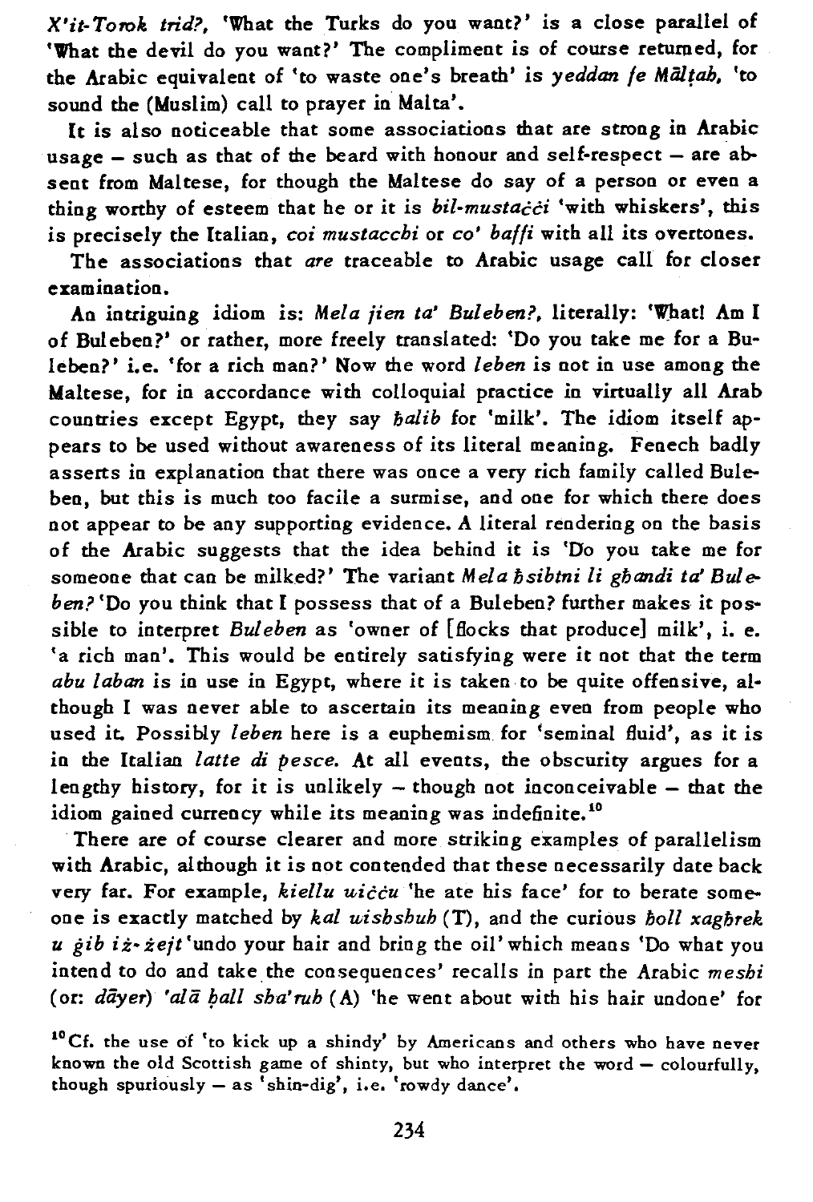*X'it-Torok trid?*, 'What the Turks do you want?' is a close parallel of 'What the devil do you want?' The compliment is of course returned, for the Arabic equivalent of 'to waste one's breath' is *yeddan fe Mālṭab*, 'to sound the (Muslim) call to prayer in Malta'.

It is also noticeable that some associations that are strong in Arabic usage – such as that of the beard with honour and self-respect – are absent from Maltese, for though the Maltese do say of a person or even a thing worthy of esteem that he or it is *bil-mustaċċi* 'with whiskers', this is precisely the Italian, *coi mustacchi* or *co' baffi* with all its overtones.

The associations that *are* traceable to Arabic usage call for closer examination.

An intriguing idiom is: *Mela jien ta' Buleben?*, literally: 'What! Am I of Buleben?' or rather, more freely translated: 'Do you take me for a Buleben?' i.e. 'for a rich man?' Now the word *leben* is not in use among the Maltese, for in accordance with colloquial practice in virtually all Arab countries except Egypt, they say *ḥalib* for 'milk'. The idiom itself appears to be used without awareness of its literal meaning. Fenech badly asserts in explanation that there was once a very rich family called Buleben, but this is much too facile a surmise, and one for which there does not appear to be any supporting evidence. A literal rendering on the basis of the Arabic suggests that the idea behind it is 'Do you take me for someone that can be milked?' The variant *Mela ħsibtni li għandi ta' Buleben?* 'Do you think that I possess that of a Buleben? further makes it possible to interpret *Buleben* as 'owner of [flocks that produce] milk', i. e. 'a rich man'. This would be entirely satisfying were it not that the term *abu laban* is in use in Egypt, where it is taken to be quite offensive, although I was never able to ascertain its meaning even from people who used it. Possibly *leben* here is a euphemism for 'seminal fluid', as it is in the Italian *latte di pesce*. At all events, the obscurity argues for a lengthy history, for it is unlikely – though not inconceivable – that the idiom gained currency while its meaning was indefinite.[10]

There are of course clearer and more striking examples of parallelism with Arabic, although it is not contended that these necessarily date back very far. For example, *kiellu uiċċu* 'he ate his face' for to berate someone is exactly matched by *kal wishshuh* (T), and the curious *ħoll xagħrek u ġib iż-żejt* 'undo your hair and bring the oil' which means 'Do what you intend to do and take the consequences' recalls in part the Arabic *meshi* (or: *dāyer*) *'alā ḥall sha'ruh* (A) 'he went about with his hair undone' for

[10] Cf. the use of 'to kick up a shindy' by Americans and others who have never known the old Scottish game of shinty, but who interpret the word – colourfully, though spuriously – as 'shin-dig', i.e. 'rowdy dance'.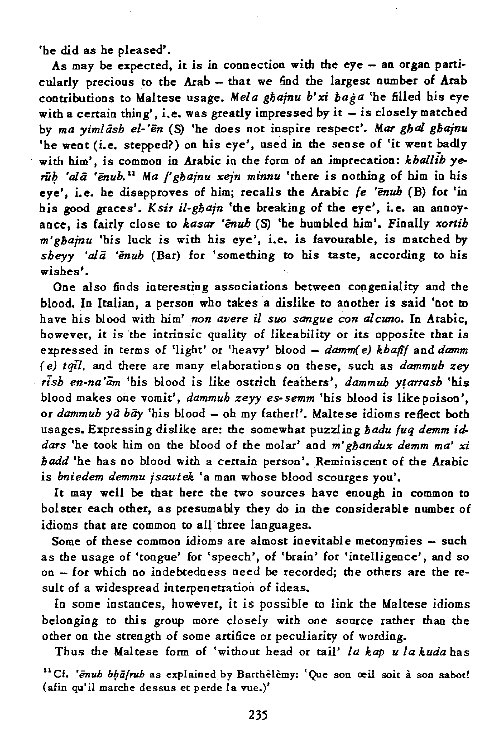'he did as he pleased'.

As may be expected, it is in connection with the eye – an organ particularly precious to the Arab – that we find the largest number of Arab contributions to Maltese usage. *Mela għajnu b'xi ħaġa* 'he filled his eye with a certain thing', i.e. was greatly impressed by it – is closely matched by *ma yimlāsh el-'ēn* (S) 'he does not inspire respect'. *Mar għal għajnu* 'he went (i.e. stepped?) on his eye', used in the sense of 'it went badly with him', is common in Arabic in the form of an imprecation: *kballīh yerūḥ 'alā 'ēnuh.*[11] *Ma f'għajnu xejn minnu* 'there is nothing of him in his eye', i.e. he disapproves of him; recalls the Arabic *fe 'ēnuh* (B) for 'in his good graces'. *Ksir il-għajn* 'the breaking of the eye', i.e. an annoyance, is fairly close to *kasar 'ēnuh* (S) 'he humbled him'. Finally *xortih m'għajnu* 'his luck is with his eye', i.e. is favourable, is matched by *sheyy 'alā 'ēnuh* (Bar) for 'something to his taste, according to his wishes'.

One also finds interesting associations between congeniality and the blood. In Italian, a person who takes a dislike to another is said 'not to have his blood with him' *non avere il suo sangue con alcuno*. In Arabic, however, it is the intrinsic quality of likeability or its opposite that is expressed in terms of 'light' or 'heavy' blood – *damm(e) khafīf* and *damm (e) tqīl*, and there are many elaborations on these, such as *dammuh zey rīsh en-na'ām* 'his blood is like ostrich feathers', *dammuh yṭarrash* 'his blood makes one vomit', *dammuh zeyy es-semm* 'his blood is like poison', or *dammuh yā bāy* 'his blood – oh my father!'. Maltese idioms reflect both usages. Expressing dislike are: the somewhat puzzling *ħadu fuq demm id-dars* 'he took him on the blood of the molar' and *m'għandux demm ma' xi ħadd* 'he has no blood with a certain person'. Reminiscent of the Arabic is *bniedem demmu jsawtek* 'a man whose blood scourges you'.

It may well be that here the two sources have enough in common to bolster each other, as presumably they do in the considerable number of idioms that are common to all three languages.

Some of these common idioms are almost inevitable metonymies – such as the usage of 'tongue' for 'speech', of 'brain' for 'intelligence', and so on – for which no indebtedness need be recorded; the others are the result of a widespread interpenetration of ideas.

In some instances, however, it is possible to link the Maltese idioms belonging to this group more closely with one source rather than the other on the strength of some artifice or peculiarity of wording.

Thus the Maltese form of 'without head or tail' *la kap u la kuda* has

[11] Cf. *'ēnuh bḥāfruh* as explained by Barthèlèmy: 'Que son œil soit à son sabot! (afin qu'il marche dessus et perde la vue.)'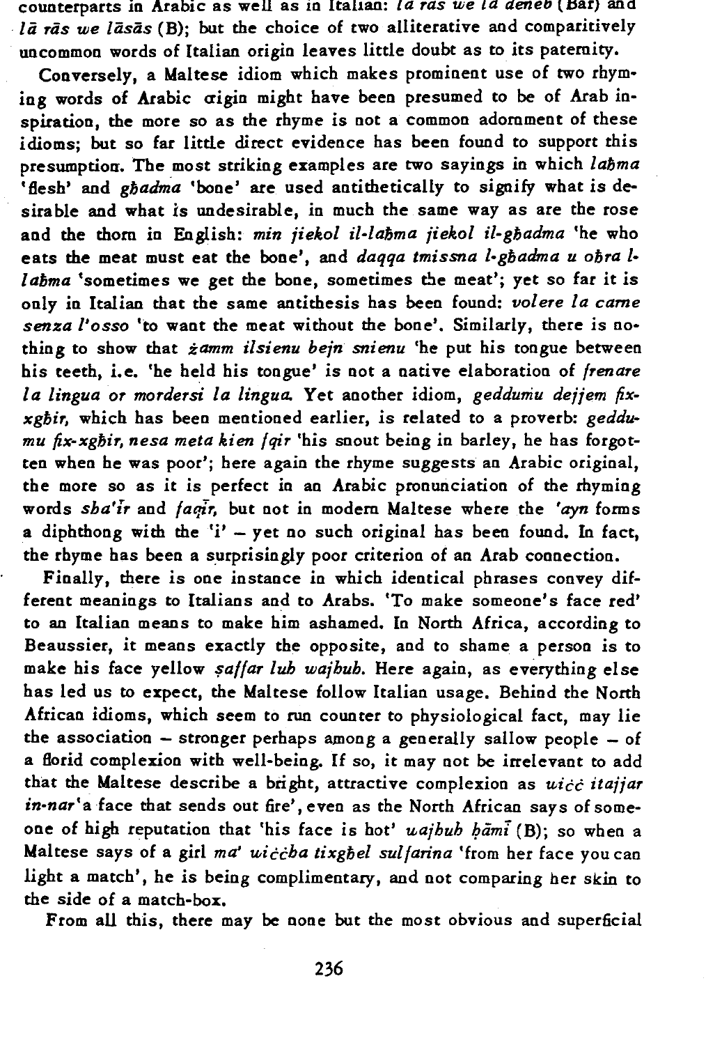counterparts in Arabic as well as in Italian: *la ras we la deneb* (Bar) and *lā rās we lāsās* (B); but the choice of two alliterative and comparitively uncommon words of Italian origin leaves little doubt as to its paternity.

Conversely, a Maltese idiom which makes prominent use of two rhyming words of Arabic origin might have been presumed to be of Arab inspiration, the more so as the rhyme is not a common adornment of these idioms; but so far little direct evidence has been found to support this presumption. The most striking examples are two sayings in which *laħma* 'flesh' and *għadma* 'bone' are used antithetically to signify what is desirable and what is undesirable, in much the same way as are the rose and the thorn in English: *min jiekol il-laħma jiekol il-għadma* 'he who eats the meat must eat the bone', and *daqqa tmissna l-għadma u oħra l-laħma* 'sometimes we get the bone, sometimes the meat'; yet so far it is only in Italian that the same antithesis has been found: *volere la carne senza l'osso* 'to want the meat without the bone'. Similarly, there is nothing to show that *żamm ilsienu bejn snienu* 'he put his tongue between his teeth, i.e. 'he held his tongue' is not a native elaboration of *frenare la lingua or mordersi la lingua.* Yet another idiom, *geddumu dejjem fix-xgħir*, which has been mentioned earlier, is related to a proverb: *geddumu fix-xgħir, nesa meta kien fqir* 'his snout being in barley, he has forgotten when he was poor'; here again the rhyme suggests an Arabic original, the more so as it is perfect in an Arabic pronunciation of the rhyming words *sha'īr* and *faqīr*, but not in modern Maltese where the *'ayn* forms a diphthong with the 'i' – yet no such original has been found. In fact, the rhyme has been a surprisingly poor criterion of an Arab connection.

Finally, there is one instance in which identical phrases convey different meanings to Italians and to Arabs. 'To make someone's face red' to an Italian means to make him ashamed. In North Africa, according to Beaussier, it means exactly the opposite, and to shame a person is to make his face yellow *ṣaffar luh wajhuh.* Here again, as everything else has led us to expect, the Maltese follow Italian usage. Behind the North African idioms, which seem to run counter to physiological fact, may lie the association – stronger perhaps among a generally sallow people – of a florid complexion with well-being. If so, it may not be irrelevant to add that the Maltese describe a bright, attractive complexion as *uiċċ itajjar in-nar* 'a face that sends out fire', even as the North African says of someone of high reputation that 'his face is hot' *uajhuh ḥāmī* (B); so when a Maltese says of a girl *ma' uiċċba tixgħel sulfarina* 'from her face you can light a match', he is being complimentary, and not comparing her skin to the side of a match-box.

From all this, there may be none but the most obvious and superficial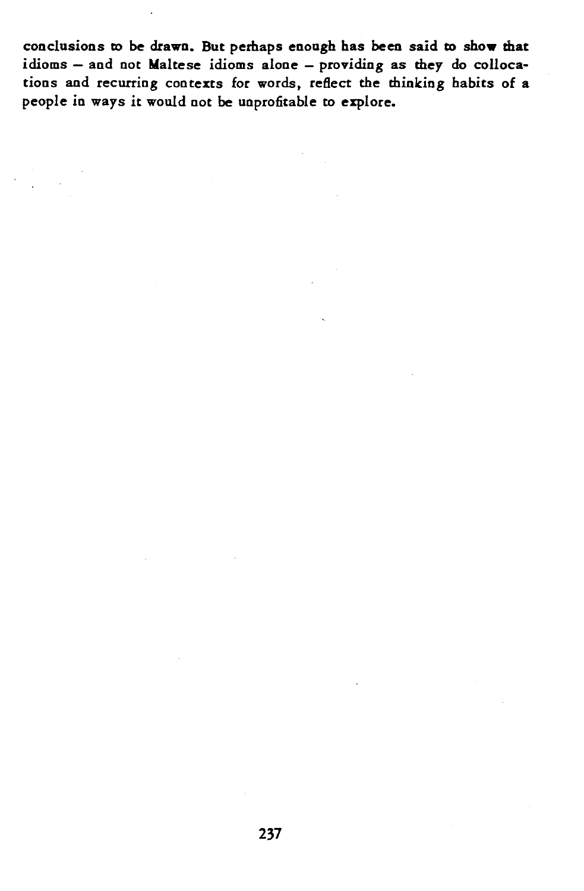conclusions to be drawn. But perhaps enough has been said to show that idioms – and not Maltese idioms alone – providing as they do collocations and recurring contexts for words, reflect the thinking habits of a people in ways it would not be unprofitable to explore.